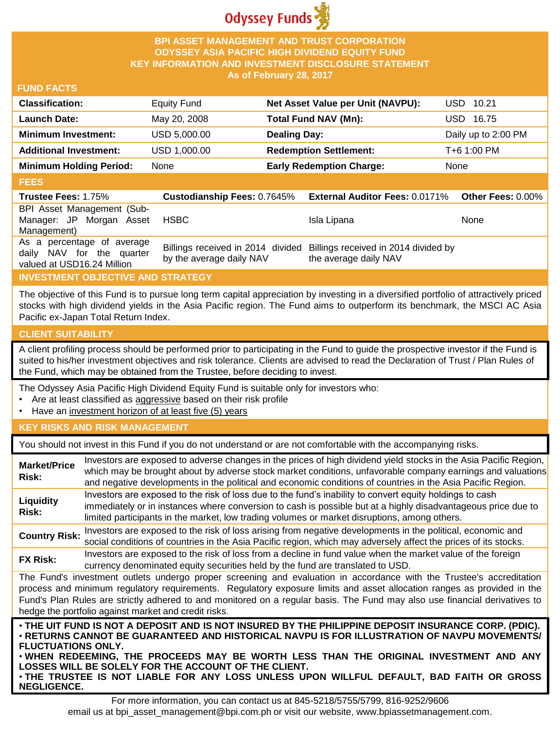# Odyssey Funds

## BPI ASSET MANAGEMENT AND TRUST CORPORATION
## ODYSSEY ASIA PACIFIC HIGH DIVIDEND EQUITY FUND
## KEY INFORMATION AND INVESTMENT DISCLOSURE STATEMENT
### As of February 28, 2017

## FUND FACTS

| | | | |
|---|---|---|---|
| **Classification:** | Equity Fund | **Net Asset Value per Unit (NAVPU):** | USD 10.21 |
| **Launch Date:** | May 20, 2008 | **Total Fund NAV (Mn):** | USD 16.75 |
| **Minimum Investment:** | USD 5,000.00 | **Dealing Day:** | Daily up to 2:00 PM |
| **Additional Investment:** | USD 1,000.00 | **Redemption Settlement:** | T+6 1:00 PM |
| **Minimum Holding Period:** | None | **Early Redemption Charge:** | None |

## FEES

| **Trustee Fees:** 1.75% | **Custodianship Fees:** 0.7645% | **External Auditor Fees:** 0.0171% | **Other Fees:** 0.00% |
|---|---|---|---|
| BPI Asset Management (Sub-Manager: JP Morgan Asset Management) | HSBC | Isla Lipana | None |
| As a percentage of average daily NAV for the quarter valued at USD16.24 Million | Billings received in 2014 divided by the average daily NAV | Billings received in 2014 divided by the average daily NAV | |

## INVESTMENT OBJECTIVE AND STRATEGY

The objective of this Fund is to pursue long term capital appreciation by investing in a diversified portfolio of attractively priced stocks with high dividend yields in the Asia Pacific region. The Fund aims to outperform its benchmark, the MSCI AC Asia Pacific ex-Japan Total Return Index.

## CLIENT SUITABILITY

A client profiling process should be performed prior to participating in the Fund to guide the prospective investor if the Fund is suited to his/her investment objectives and risk tolerance. Clients are advised to read the Declaration of Trust / Plan Rules of the Fund, which may be obtained from the Trustee, before deciding to invest.

The Odyssey Asia Pacific High Dividend Equity Fund is suitable only for investors who:

- Are at least classified as aggressive based on their risk profile
- Have an investment horizon of at least five (5) years

## KEY RISKS AND RISK MANAGEMENT

You should not invest in this Fund if you do not understand or are not comfortable with the accompanying risks.

| | |
|---|---|
| **Market/Price Risk:** | Investors are exposed to adverse changes in the prices of high dividend yield stocks in the Asia Pacific Region, which may be brought about by adverse stock market conditions, unfavorable company earnings and valuations and negative developments in the political and economic conditions of countries in the Asia Pacific Region. |
| **Liquidity Risk:** | Investors are exposed to the risk of loss due to the fund's inability to convert equity holdings to cash immediately or in instances where conversion to cash is possible but at a highly disadvantageous price due to limited participants in the market, low trading volumes or market disruptions, among others. |
| **Country Risk:** | Investors are exposed to the risk of loss arising from negative developments in the political, economic and social conditions of countries in the Asia Pacific region, which may adversely affect the prices of its stocks. |
| **FX Risk:** | Investors are exposed to the risk of loss from a decline in fund value when the market value of the foreign currency denominated equity securities held by the fund are translated to USD. |

The Fund's investment outlets undergo proper screening and evaluation in accordance with the Trustee's accreditation process and minimum regulatory requirements. Regulatory exposure limits and asset allocation ranges as provided in the Fund's Plan Rules are strictly adhered to and monitored on a regular basis. The Fund may also use financial derivatives to hedge the portfolio against market and credit risks.

**• THE UIT FUND IS NOT A DEPOSIT AND IS NOT INSURED BY THE PHILIPPINE DEPOSIT INSURANCE CORP. (PDIC).**
**• RETURNS CANNOT BE GUARANTEED AND HISTORICAL NAVPU IS FOR ILLUSTRATION OF NAVPU MOVEMENTS/ FLUCTUATIONS ONLY.**
**• WHEN REDEEMING, THE PROCEEDS MAY BE WORTH LESS THAN THE ORIGINAL INVESTMENT AND ANY LOSSES WILL BE SOLELY FOR THE ACCOUNT OF THE CLIENT.**
**• THE TRUSTEE IS NOT LIABLE FOR ANY LOSS UNLESS UPON WILLFUL DEFAULT, BAD FAITH OR GROSS NEGLIGENCE.**

For more information, you can contact us at 845-5218/5755/5799, 816-9252/9606
email us at bpi_asset_management@bpi.com.ph or visit our website, www.bpiassetmanagement.com.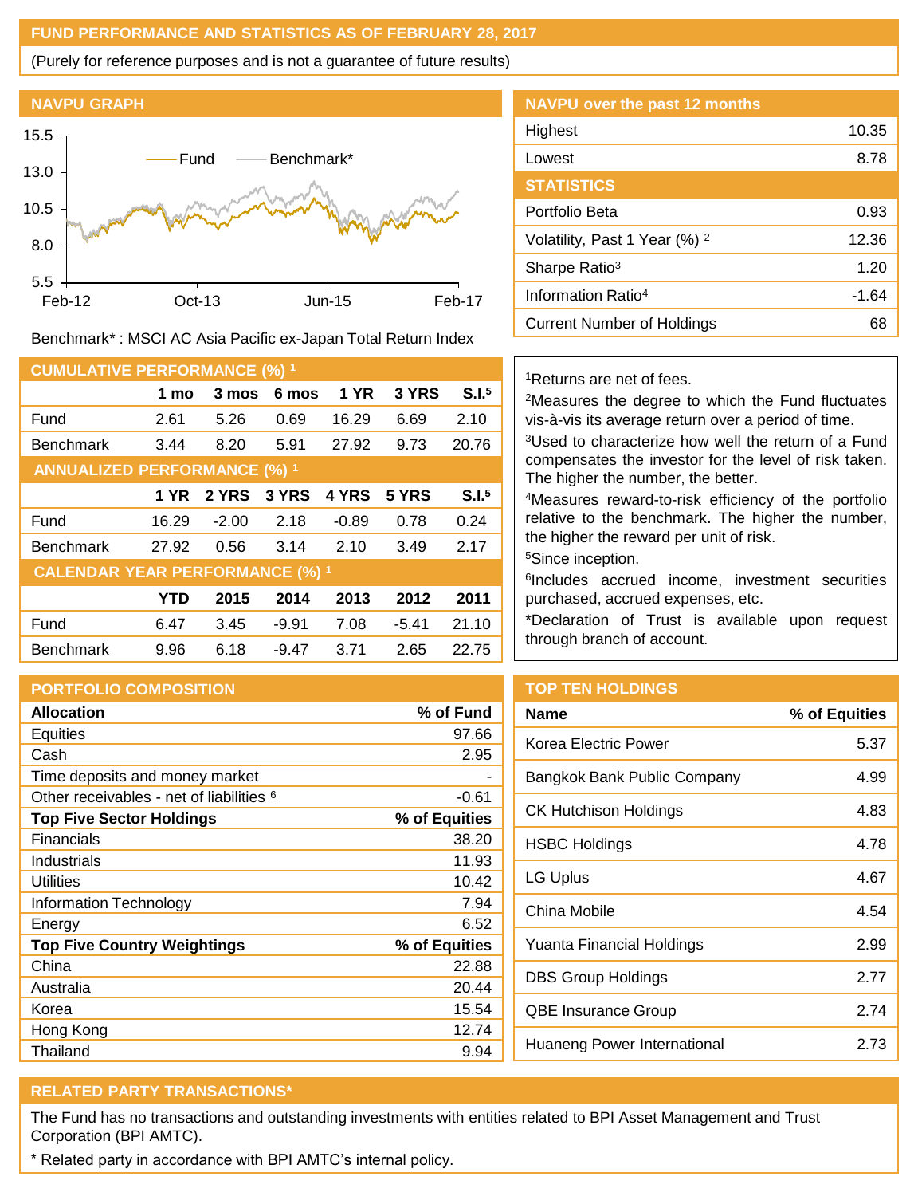## FUND PERFORMANCE AND STATISTICS AS OF FEBRUARY 28, 2017

(Purely for reference purposes and is not a guarantee of future results)

### NAVPU GRAPH

Benchmark* : MSCI AC Asia Pacific ex-Japan Total Return Index

### NAVPU over the past 12 months

| | |
|---|---|
| Highest | 10.35 |
| Lowest | 8.78 |

### STATISTICS

| | |
|---|---|
| Portfolio Beta | 0.93 |
| Volatility, Past 1 Year (%) [2] | 12.36 |
| Sharpe Ratio[3] | 1.20 |
| Information Ratio[4] | -1.64 |
| Current Number of Holdings | 68 |

### CUMULATIVE PERFORMANCE (%) [1]

| | 1 mo | 3 mos | 6 mos | 1 YR | 3 YRS | S.I.[5] |
|---|---|---|---|---|---|---|
| Fund | 2.61 | 5.26 | 0.69 | 16.29 | 6.69 | 2.10 |
| Benchmark | 3.44 | 8.20 | 5.91 | 27.92 | 9.73 | 20.76 |

### ANNUALIZED PERFORMANCE (%) [1]

| | 1 YR | 2 YRS | 3 YRS | 4 YRS | 5 YRS | S.I.[5] |
|---|---|---|---|---|---|---|
| Fund | 16.29 | -2.00 | 2.18 | -0.89 | 0.78 | 0.24 |
| Benchmark | 27.92 | 0.56 | 3.14 | 2.10 | 3.49 | 2.17 |

### CALENDAR YEAR PERFORMANCE (%) [1]

| | YTD | 2015 | 2014 | 2013 | 2012 | 2011 |
|---|---|---|---|---|---|---|
| Fund | 6.47 | 3.45 | -9.91 | 7.08 | -5.41 | 21.10 |
| Benchmark | 9.96 | 6.18 | -9.47 | 3.71 | 2.65 | 22.75 |

[1]Returns are net of fees.
[2]Measures the degree to which the Fund fluctuates vis-à-vis its average return over a period of time.
[3]Used to characterize how well the return of a Fund compensates the investor for the level of risk taken. The higher the number, the better.
[4]Measures reward-to-risk efficiency of the portfolio relative to the benchmark. The higher the number, the higher the reward per unit of risk.
[5]Since inception.
[6]Includes accrued income, investment securities purchased, accrued expenses, etc.
*Declaration of Trust is available upon request through branch of account.

### PORTFOLIO COMPOSITION

| **Allocation** | **% of Fund** |
|---|---|
| Equities | 97.66 |
| Cash | 2.95 |
| Time deposits and money market | - |
| Other receivables - net of liabilities [6] | -0.61 |
| **Top Five Sector Holdings** | **% of Equities** |
| Financials | 38.20 |
| Industrials | 11.93 |
| Utilities | 10.42 |
| Information Technology | 7.94 |
| Energy | 6.52 |
| **Top Five Country Weightings** | **% of Equities** |
| China | 22.88 |
| Australia | 20.44 |
| Korea | 15.54 |
| Hong Kong | 12.74 |
| Thailand | 9.94 |

### TOP TEN HOLDINGS

| Name | % of Equities |
|---|---|
| Korea Electric Power | 5.37 |
| Bangkok Bank Public Company | 4.99 |
| CK Hutchison Holdings | 4.83 |
| HSBC Holdings | 4.78 |
| LG Uplus | 4.67 |
| China Mobile | 4.54 |
| Yuanta Financial Holdings | 2.99 |
| DBS Group Holdings | 2.77 |
| QBE Insurance Group | 2.74 |
| Huaneng Power International | 2.73 |

### RELATED PARTY TRANSACTIONS*

The Fund has no transactions and outstanding investments with entities related to BPI Asset Management and Trust Corporation (BPI AMTC).

* Related party in accordance with BPI AMTC's internal policy.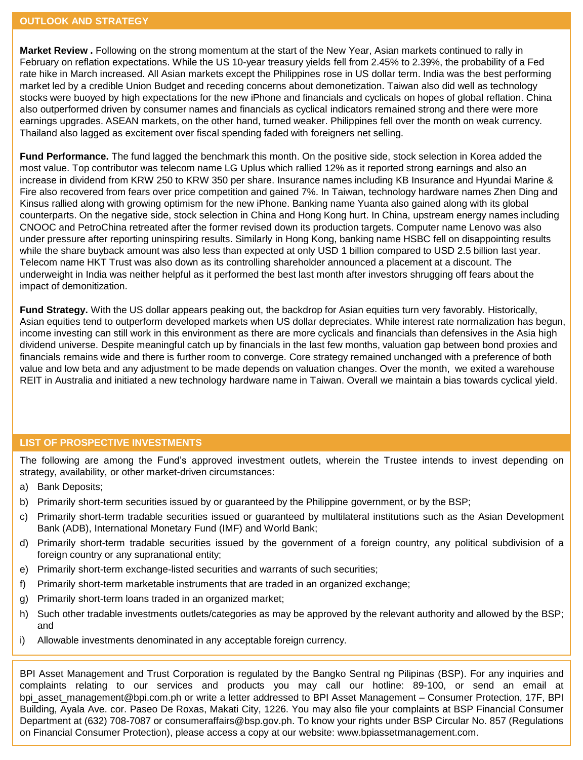## OUTLOOK AND STRATEGY

**Market Review .** Following on the strong momentum at the start of the New Year, Asian markets continued to rally in February on reflation expectations. While the US 10-year treasury yields fell from 2.45% to 2.39%, the probability of a Fed rate hike in March increased. All Asian markets except the Philippines rose in US dollar term. India was the best performing market led by a credible Union Budget and receding concerns about demonetization. Taiwan also did well as technology stocks were buoyed by high expectations for the new iPhone and financials and cyclicals on hopes of global reflation. China also outperformed driven by consumer names and financials as cyclical indicators remained strong and there were more earnings upgrades. ASEAN markets, on the other hand, turned weaker. Philippines fell over the month on weak currency. Thailand also lagged as excitement over fiscal spending faded with foreigners net selling.

**Fund Performance.** The fund lagged the benchmark this month. On the positive side, stock selection in Korea added the most value. Top contributor was telecom name LG Uplus which rallied 12% as it reported strong earnings and also an increase in dividend from KRW 250 to KRW 350 per share. Insurance names including KB Insurance and Hyundai Marine & Fire also recovered from fears over price competition and gained 7%. In Taiwan, technology hardware names Zhen Ding and Kinsus rallied along with growing optimism for the new iPhone. Banking name Yuanta also gained along with its global counterparts. On the negative side, stock selection in China and Hong Kong hurt. In China, upstream energy names including CNOOC and PetroChina retreated after the former revised down its production targets. Computer name Lenovo was also under pressure after reporting uninspiring results. Similarly in Hong Kong, banking name HSBC fell on disappointing results while the share buyback amount was also less than expected at only USD 1 billion compared to USD 2.5 billion last year. Telecom name HKT Trust was also down as its controlling shareholder announced a placement at a discount. The underweight in India was neither helpful as it performed the best last month after investors shrugging off fears about the impact of demonitization.

**Fund Strategy.** With the US dollar appears peaking out, the backdrop for Asian equities turn very favorably. Historically, Asian equities tend to outperform developed markets when US dollar depreciates. While interest rate normalization has begun, income investing can still work in this environment as there are more cyclicals and financials than defensives in the Asia high dividend universe. Despite meaningful catch up by financials in the last few months, valuation gap between bond proxies and financials remains wide and there is further room to converge. Core strategy remained unchanged with a preference of both value and low beta and any adjustment to be made depends on valuation changes. Over the month, we exited a warehouse REIT in Australia and initiated a new technology hardware name in Taiwan. Overall we maintain a bias towards cyclical yield.

## LIST OF PROSPECTIVE INVESTMENTS

The following are among the Fund's approved investment outlets, wherein the Trustee intends to invest depending on strategy, availability, or other market-driven circumstances:

a) Bank Deposits;
b) Primarily short-term securities issued by or guaranteed by the Philippine government, or by the BSP;
c) Primarily short-term tradable securities issued or guaranteed by multilateral institutions such as the Asian Development Bank (ADB), International Monetary Fund (IMF) and World Bank;
d) Primarily short-term tradable securities issued by the government of a foreign country, any political subdivision of a foreign country or any supranational entity;
e) Primarily short-term exchange-listed securities and warrants of such securities;
f) Primarily short-term marketable instruments that are traded in an organized exchange;
g) Primarily short-term loans traded in an organized market;
h) Such other tradable investments outlets/categories as may be approved by the relevant authority and allowed by the BSP; and
i) Allowable investments denominated in any acceptable foreign currency.

BPI Asset Management and Trust Corporation is regulated by the Bangko Sentral ng Pilipinas (BSP). For any inquiries and complaints relating to our services and products you may call our hotline: 89-100, or send an email at bpi_asset_management@bpi.com.ph or write a letter addressed to BPI Asset Management – Consumer Protection, 17F, BPI Building, Ayala Ave. cor. Paseo De Roxas, Makati City, 1226. You may also file your complaints at BSP Financial Consumer Department at (632) 708-7087 or consumeraffairs@bsp.gov.ph. To know your rights under BSP Circular No. 857 (Regulations on Financial Consumer Protection), please access a copy at our website: www.bpiassetmanagement.com.